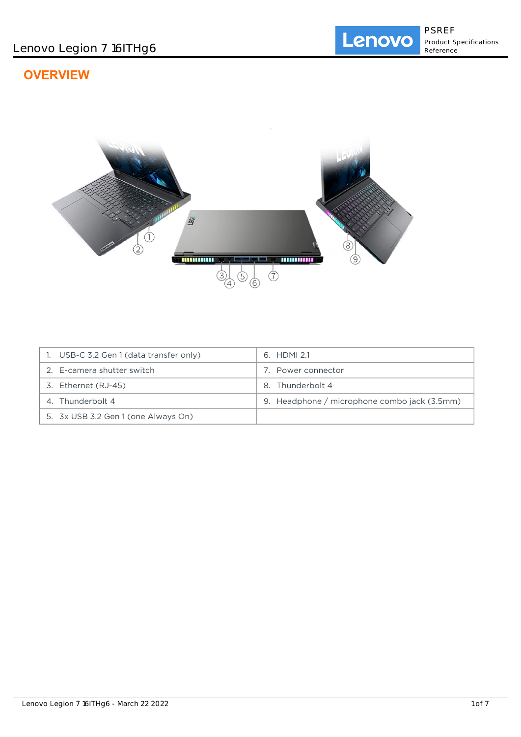# Lenovo Legion 7 16ITHg6

## OVERVIEW

| | |
|---|---|
| 1. USB-C 3.2 Gen 1 (data transfer only) | 6. HDMI 2.1 |
| 2. E-camera shutter switch | 7. Power connector |
| 3. Ethernet (RJ-45) | 8. Thunderbolt 4 |
| 4. Thunderbolt 4 | 9. Headphone / microphone combo jack (3.5mm) |
| 5. 3x USB 3.2 Gen 1 (one Always On) | |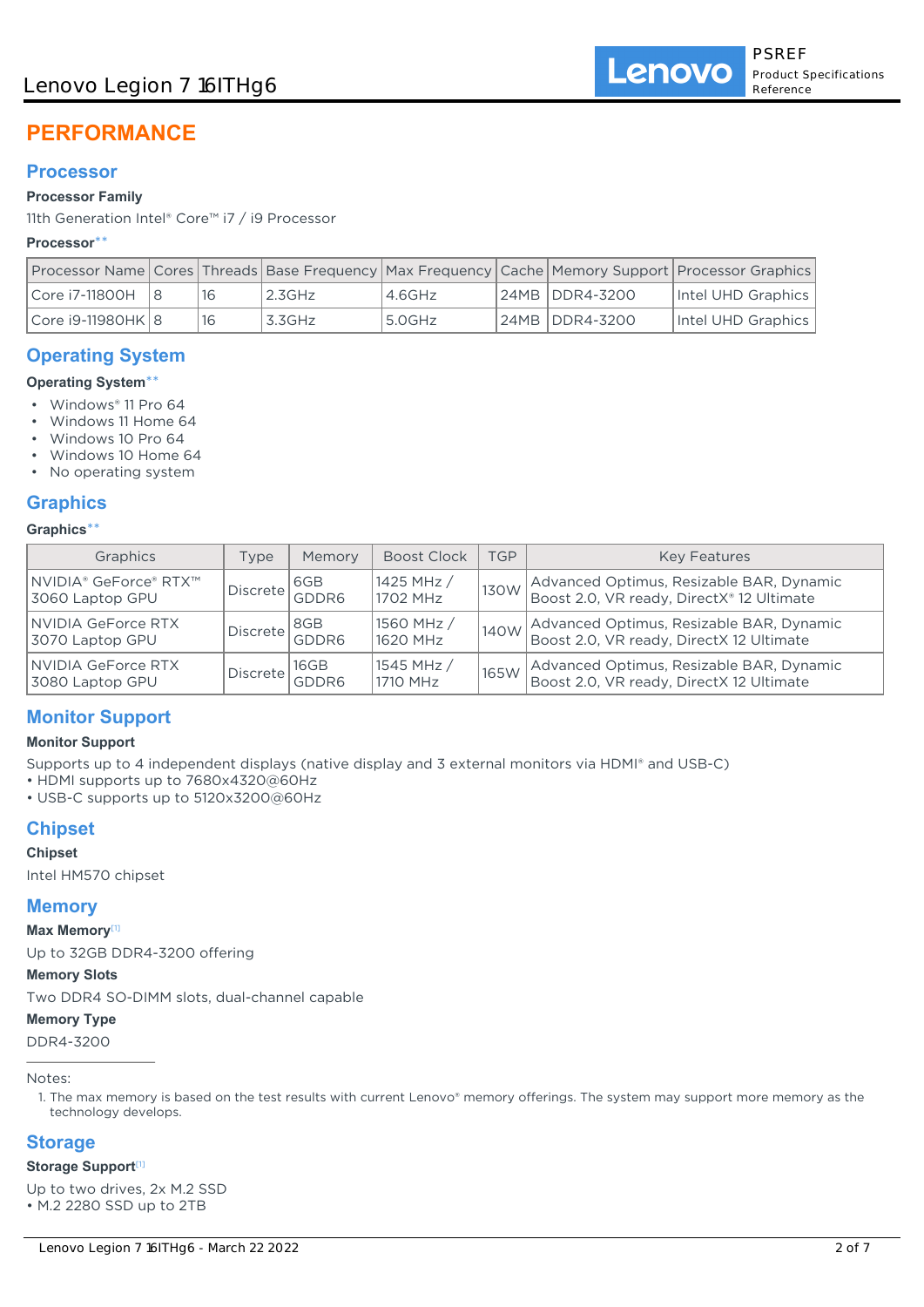# PERFORMANCE

## Processor

**Processor Family**

11th Generation Intel® Core™ i7 / i9 Processor

**Processor****

| Processor Name | Cores | Threads | Base Frequency | Max Frequency | Cache | Memory Support | Processor Graphics |
|---|---|---|---|---|---|---|---|
| Core i7-11800H | 8 | 16 | 2.3GHz | 4.6GHz | 24MB | DDR4-3200 | Intel UHD Graphics |
| Core i9-11980HK | 8 | 16 | 3.3GHz | 5.0GHz | 24MB | DDR4-3200 | Intel UHD Graphics |

## Operating System

**Operating System****

- Windows® 11 Pro 64
- Windows 11 Home 64
- Windows 10 Pro 64
- Windows 10 Home 64
- No operating system

## Graphics

**Graphics****

| Graphics | Type | Memory | Boost Clock | TGP | Key Features |
|---|---|---|---|---|---|
| NVIDIA® GeForce® RTX™ 3060 Laptop GPU | Discrete | 6GB GDDR6 | 1425 MHz / 1702 MHz | 130W | Advanced Optimus, Resizable BAR, Dynamic Boost 2.0, VR ready, DirectX® 12 Ultimate |
| NVIDIA GeForce RTX 3070 Laptop GPU | Discrete | 8GB GDDR6 | 1560 MHz / 1620 MHz | 140W | Advanced Optimus, Resizable BAR, Dynamic Boost 2.0, VR ready, DirectX 12 Ultimate |
| NVIDIA GeForce RTX 3080 Laptop GPU | Discrete | 16GB GDDR6 | 1545 MHz / 1710 MHz | 165W | Advanced Optimus, Resizable BAR, Dynamic Boost 2.0, VR ready, DirectX 12 Ultimate |

## Monitor Support

**Monitor Support**

Supports up to 4 independent displays (native display and 3 external monitors via HDMI® and USB-C)

- HDMI supports up to 7680x4320@60Hz
- USB-C supports up to 5120x3200@60Hz

## Chipset

**Chipset**

Intel HM570 chipset

## Memory

**Max Memory**[1]

Up to 32GB DDR4-3200 offering

**Memory Slots**

Two DDR4 SO-DIMM slots, dual-channel capable

**Memory Type**

DDR4-3200

Notes:

1. The max memory is based on the test results with current Lenovo® memory offerings. The system may support more memory as the technology develops.

## Storage

**Storage Support**[1]

Up to two drives, 2x M.2 SSD

- M.2 2280 SSD up to 2TB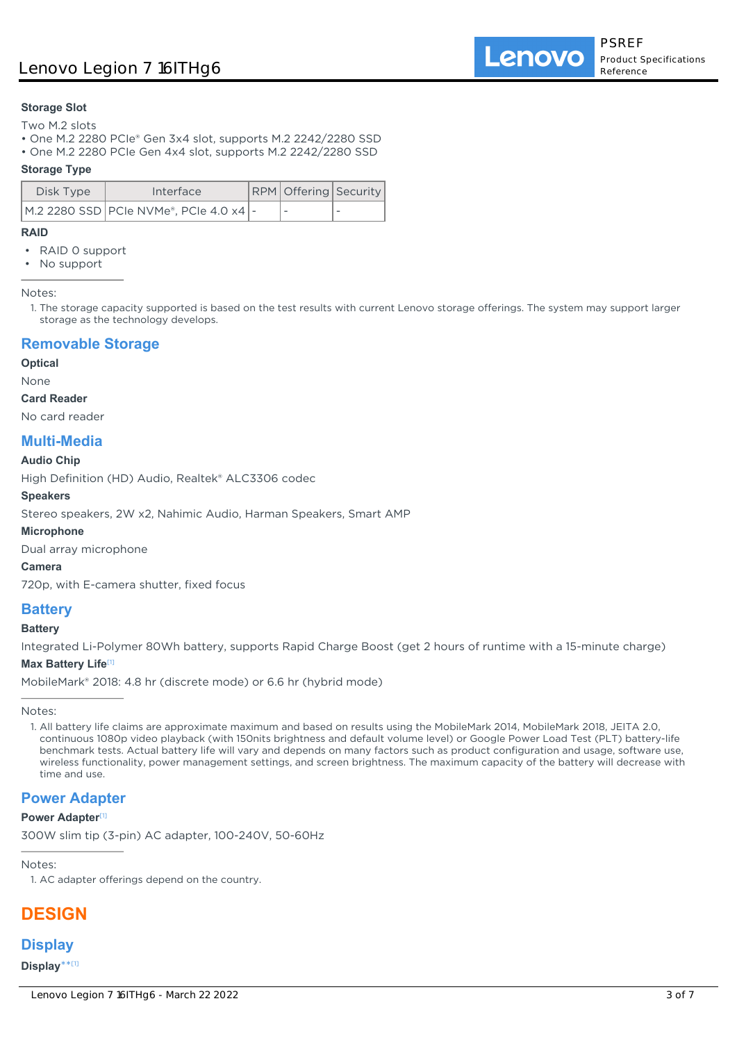#### Storage Slot

Two M.2 slots
• One M.2 2280 PCIe® Gen 3x4 slot, supports M.2 2242/2280 SSD
• One M.2 2280 PCIe Gen 4x4 slot, supports M.2 2242/2280 SSD

#### Storage Type

| Disk Type | Interface | RPM | Offering | Security |
|---|---|---|---|---|
| M.2 2280 SSD | PCIe NVMe®, PCIe 4.0 x4 | - | - | - |

#### RAID

- RAID 0 support
- No support

Notes:

1. The storage capacity supported is based on the test results with current Lenovo storage offerings. The system may support larger storage as the technology develops.

## Removable Storage

#### Optical

None

#### Card Reader

No card reader

## Multi-Media

#### Audio Chip

High Definition (HD) Audio, Realtek® ALC3306 codec

#### Speakers

Stereo speakers, 2W x2, Nahimic Audio, Harman Speakers, Smart AMP

#### Microphone

Dual array microphone

#### Camera

720p, with E-camera shutter, fixed focus

## Battery

#### Battery

Integrated Li-Polymer 80Wh battery, supports Rapid Charge Boost (get 2 hours of runtime with a 15-minute charge)

#### Max Battery Life[1]

MobileMark® 2018: 4.8 hr (discrete mode) or 6.6 hr (hybrid mode)

Notes:

1. All battery life claims are approximate maximum and based on results using the MobileMark 2014, MobileMark 2018, JEITA 2.0, continuous 1080p video playback (with 150nits brightness and default volume level) or Google Power Load Test (PLT) battery-life benchmark tests. Actual battery life will vary and depends on many factors such as product configuration and usage, software use, wireless functionality, power management settings, and screen brightness. The maximum capacity of the battery will decrease with time and use.

## Power Adapter

#### Power Adapter[1]

300W slim tip (3-pin) AC adapter, 100-240V, 50-60Hz

Notes:

1. AC adapter offerings depend on the country.

# DESIGN

## Display

#### Display**[1]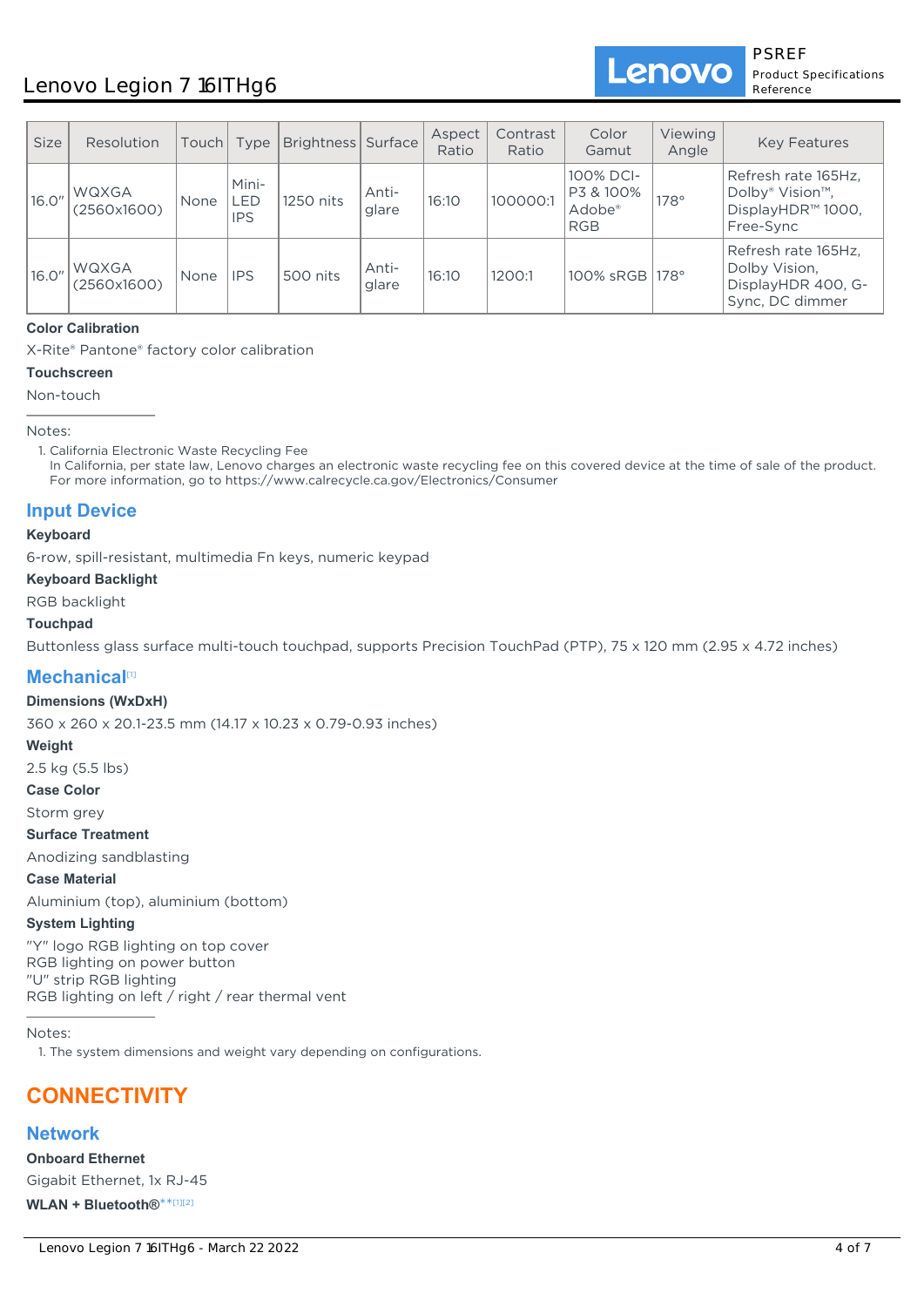| Size | Resolution | Touch | Type | Brightness | Surface | Aspect Ratio | Contrast Ratio | Color Gamut | Viewing Angle | Key Features |
|---|---|---|---|---|---|---|---|---|---|---|
| 16.0" | WQXGA (2560x1600) | None | Mini-LED IPS | 1250 nits | Anti-glare | 16:10 | 100000:1 | 100% DCI-P3 & 100% Adobe® RGB | 178° | Refresh rate 165Hz, Dolby® Vision™, DisplayHDR™ 1000, Free-Sync |
| 16.0" | WQXGA (2560x1600) | None | IPS | 500 nits | Anti-glare | 16:10 | 1200:1 | 100% sRGB | 178° | Refresh rate 165Hz, Dolby Vision, DisplayHDR 400, G-Sync, DC dimmer |

**Color Calibration**

X-Rite® Pantone® factory color calibration

**Touchscreen**

Non-touch

Notes:

1. California Electronic Waste Recycling Fee
   In California, per state law, Lenovo charges an electronic waste recycling fee on this covered device at the time of sale of the product. For more information, go to https://www.calrecycle.ca.gov/Electronics/Consumer

## Input Device

**Keyboard**

6-row, spill-resistant, multimedia Fn keys, numeric keypad

**Keyboard Backlight**

RGB backlight

**Touchpad**

Buttonless glass surface multi-touch touchpad, supports Precision TouchPad (PTP), 75 x 120 mm (2.95 x 4.72 inches)

## Mechanical[1]

**Dimensions (WxDxH)**

360 x 260 x 20.1-23.5 mm (14.17 x 10.23 x 0.79-0.93 inches)

**Weight**

2.5 kg (5.5 lbs)

**Case Color**

Storm grey

**Surface Treatment**

Anodizing sandblasting

**Case Material**

Aluminium (top), aluminium (bottom)

**System Lighting**

"Y" logo RGB lighting on top cover
RGB lighting on power button
"U" strip RGB lighting
RGB lighting on left / right / rear thermal vent

Notes:

1. The system dimensions and weight vary depending on configurations.

# CONNECTIVITY

## Network

**Onboard Ethernet**

Gigabit Ethernet, 1x RJ-45

**WLAN + Bluetooth®**[**][1][2]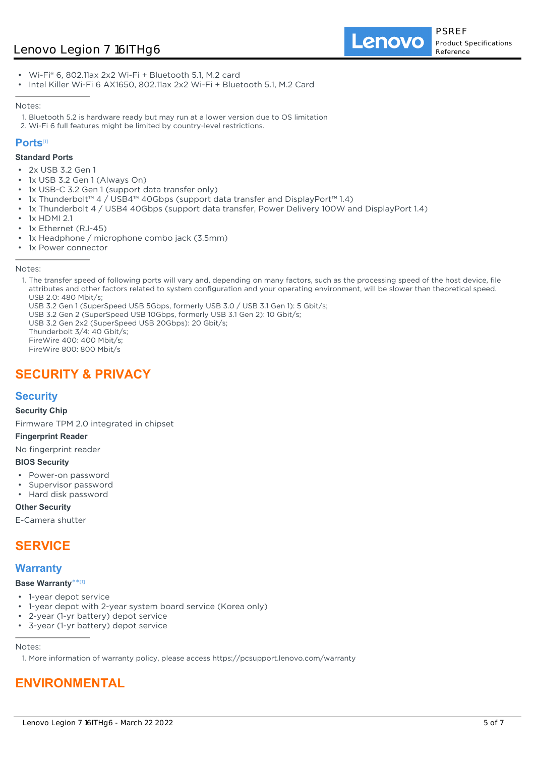- Wi-Fi® 6, 802.11ax 2x2 Wi-Fi + Bluetooth 5.1, M.2 card
- Intel Killer Wi-Fi 6 AX1650, 802.11ax 2x2 Wi-Fi + Bluetooth 5.1, M.2 Card

Notes:

1. Bluetooth 5.2 is hardware ready but may run at a lower version due to OS limitation
2. Wi-Fi 6 full features might be limited by country-level restrictions.

## Ports[1]

**Standard Ports**

- 2x USB 3.2 Gen 1
- 1x USB 3.2 Gen 1 (Always On)
- 1x USB-C 3.2 Gen 1 (support data transfer only)
- 1x Thunderbolt™ 4 / USB4™ 40Gbps (support data transfer and DisplayPort™ 1.4)
- 1x Thunderbolt 4 / USB4 40Gbps (support data transfer, Power Delivery 100W and DisplayPort 1.4)
- 1x HDMI 2.1
- 1x Ethernet (RJ-45)
- 1x Headphone / microphone combo jack (3.5mm)
- 1x Power connector

Notes:

1. The transfer speed of following ports will vary and, depending on many factors, such as the processing speed of the host device, file attributes and other factors related to system configuration and your operating environment, will be slower than theoretical speed.
   USB 2.0: 480 Mbit/s;
   USB 3.2 Gen 1 (SuperSpeed USB 5Gbps, formerly USB 3.0 / USB 3.1 Gen 1): 5 Gbit/s;
   USB 3.2 Gen 2 (SuperSpeed USB 10Gbps, formerly USB 3.1 Gen 2): 10 Gbit/s;
   USB 3.2 Gen 2x2 (SuperSpeed USB 20Gbps): 20 Gbit/s;
   Thunderbolt 3/4: 40 Gbit/s;
   FireWire 400: 400 Mbit/s;
   FireWire 800: 800 Mbit/s

# SECURITY & PRIVACY

## Security

**Security Chip**

Firmware TPM 2.0 integrated in chipset

**Fingerprint Reader**

No fingerprint reader

**BIOS Security**

- Power-on password
- Supervisor password
- Hard disk password

**Other Security**

E-Camera shutter

# SERVICE

## Warranty

**Base Warranty**** [1]

- 1-year depot service
- 1-year depot with 2-year system board service (Korea only)
- 2-year (1-yr battery) depot service
- 3-year (1-yr battery) depot service

Notes:

1. More information of warranty policy, please access https://pcsupport.lenovo.com/warranty

# ENVIRONMENTAL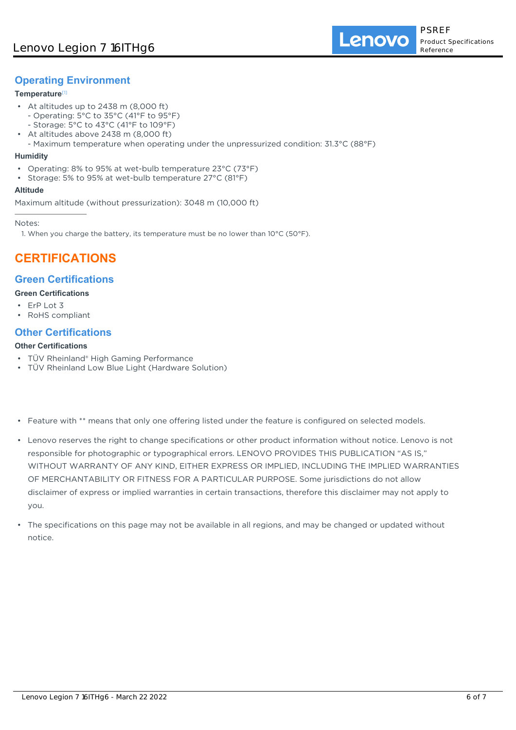## Operating Environment

**Temperature**[1]

- At altitudes up to 2438 m (8,000 ft)
  - Operating: 5°C to 35°C (41°F to 95°F)
  - Storage: 5°C to 43°C (41°F to 109°F)
- At altitudes above 2438 m (8,000 ft)
  - Maximum temperature when operating under the unpressurized condition: 31.3°C (88°F)

**Humidity**

- Operating: 8% to 95% at wet-bulb temperature 23°C (73°F)
- Storage: 5% to 95% at wet-bulb temperature 27°C (81°F)

**Altitude**

Maximum altitude (without pressurization): 3048 m (10,000 ft)

---

Notes:

1. When you charge the battery, its temperature must be no lower than 10°C (50°F).

# CERTIFICATIONS

## Green Certifications

**Green Certifications**

- ErP Lot 3
- RoHS compliant

## Other Certifications

**Other Certifications**

- TÜV Rheinland® High Gaming Performance
- TÜV Rheinland Low Blue Light (Hardware Solution)

- Feature with ** means that only one offering listed under the feature is configured on selected models.
- Lenovo reserves the right to change specifications or other product information without notice. Lenovo is not responsible for photographic or typographical errors. LENOVO PROVIDES THIS PUBLICATION "AS IS," WITHOUT WARRANTY OF ANY KIND, EITHER EXPRESS OR IMPLIED, INCLUDING THE IMPLIED WARRANTIES OF MERCHANTABILITY OR FITNESS FOR A PARTICULAR PURPOSE. Some jurisdictions do not allow disclaimer of express or implied warranties in certain transactions, therefore this disclaimer may not apply to you.
- The specifications on this page may not be available in all regions, and may be changed or updated without notice.